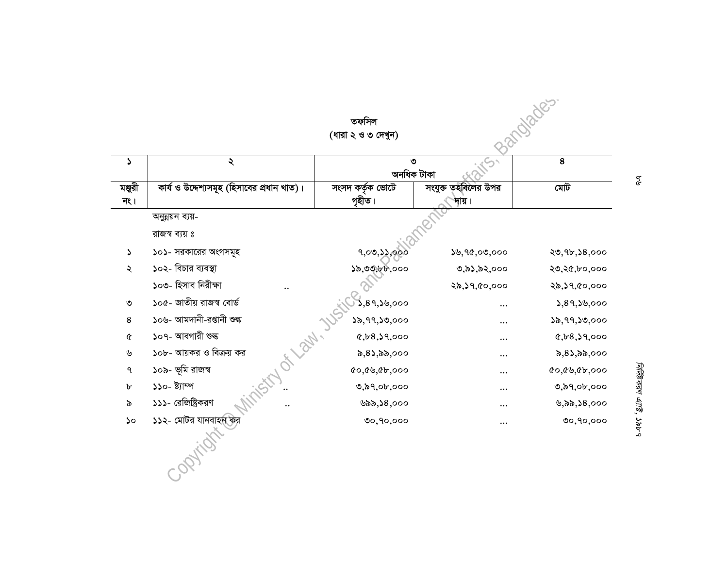**তফসিল**
**(ধারা ২ ও ৩ দেখুন)**

| ১ | ২ | ৩ | | ৪ |
|---|---|---|---|---|
| | | অনধিক টাকা | | |
| মঞ্জুরী নং। | কার্য ও উদ্দেশ্যসমূহ (হিসাবের প্রধান খাত)। | সংসদ কর্তৃক ভোটে গৃহীত। | সংযুক্ত তহবিলের উপর দায়। | মোট |
| | অনুন্নয়ন ব্যয়- | | | |
| | রাজস্ব ব্যয় ঃ | | | |
| ১ | ১০১- সরকারের অংগসমূহ | ৭,০৩,১১,০০০ | ১৬,৭৫,০৩,০০০ | ২৩,৭৮,১৪,০০০ |
| ২ | ১০২- বিচার ব্যবস্থা | ১৯,৩৩,৮৮,০০০ | ৩,৯১,৯২,০০০ | ২৩,২৫,৮০,০০০ |
| | ১০৩- হিসাব নিরীক্ষা .. | | ২৯,১৭,৫০,০০০ | ২৯,১৭,৫০,০০০ |
| ৩ | ১০৫- জাতীয় রাজস্ব বোর্ড | ১,৪৭,১৬,০০০ | ... | ১,৪৭,১৬,০০০ |
| ৪ | ১০৬- আমদানী-রপ্তানী শুল্ক | ১৯,৭৭,১৩,০০০ | ... | ১৯,৭৭,১৩,০০০ |
| ৫ | ১০৭- আবগারী শুল্ক | ৫,৮৪,১৭,০০০ | ... | ৫,৮৪,১৭,০০০ |
| ৬ | ১০৮- আয়কর ও বিক্রয় কর | ৯,৪১,৯৯,০০০ | ... | ৯,৪১,৯৯,০০০ |
| ৭ | ১০৯- ভূমি রাজস্ব | ৫০,৫৬,৫৮,০০০ | ... | ৫০,৫৬,৫৮,০০০ |
| ৮ | ১১০- ষ্ট্যাম্প .. | ৩,৯৭,০৮,০০০ | ... | ৩,৯৭,০৮,০০০ |
| ৯ | ১১১- রেজিষ্ট্রিকরণ .. | ৬৯৯,১৪,০০০ | ... | ৬,৯৯,১৪,০০০ |
| ১০ | ১১২- মোটর যানবাহন কর | ৩০,৭০,০০০ | ... | ৩০,৭০,০০০ |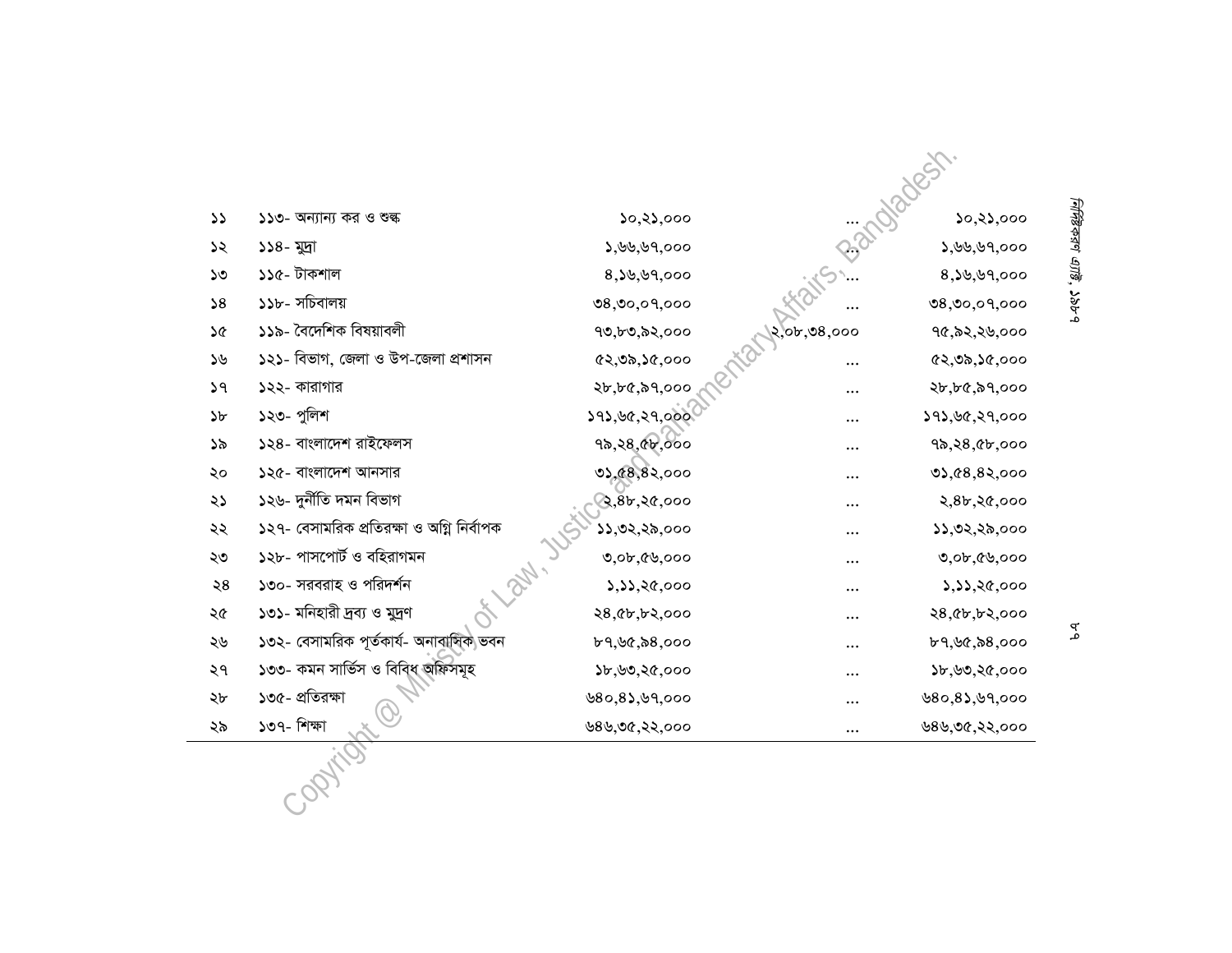| | | | | |
|---|---|---|---|---|
| ১১ | ১১৩- অন্যান্য কর ও শুল্ক | ১০,২১,০০০ | ... | ১০,২১,০০০ |
| ১২ | ১১৪- মুদ্রা | ১,৬৬,৬৭,০০০ | ... | ১,৬৬,৬৭,০০০ |
| ১৩ | ১১৫- টাকশাল | ৪,১৬,৬৭,০০০ | ... | ৪,১৬,৬৭,০০০ |
| ১৪ | ১১৮- সচিবালয় | ৩৪,৩০,০৭,০০০ | ... | ৩৪,৩০,০৭,০০০ |
| ১৫ | ১১৯- বৈদেশিক বিষয়াবলী | ৭৩,৮৩,৯২,০০০ | ২,০৮,৩৪,০০০ | ৭৫,৯২,২৬,০০০ |
| ১৬ | ১২১- বিভাগ, জেলা ও উপ-জেলা প্রশাসন | ৫২,৩৯,১৫,০০০ | ... | ৫২,৩৯,১৫,০০০ |
| ১৭ | ১২২- কারাগার | ২৮,৮৫,৯৭,০০০ | ... | ২৮,৮৫,৯৭,০০০ |
| ১৮ | ১২৩- পুলিশ | ১৭১,৬৫,২৭,০০০ | ... | ১৭১,৬৫,২৭,০০০ |
| ১৯ | ১২৪- বাংলাদেশ রাইফেলস | ৭৯,২৪,৫৮,০০০ | ... | ৭৯,২৪,৫৮,০০০ |
| ২০ | ১২৫- বাংলাদেশ আনসার | ৩১,৫৪,৪২,০০০ | ... | ৩১,৫৪,৪২,০০০ |
| ২১ | ১২৬- দুর্নীতি দমন বিভাগ | ২,৪৮,২৫,০০০ | ... | ২,৪৮,২৫,০০০ |
| ২২ | ১২৭- বেসামরিক প্রতিরক্ষা ও অগ্নি নির্বাপক | ১১,৩২,২৯,০০০ | ... | ১১,৩২,২৯,০০০ |
| ২৩ | ১২৮- পাসপোর্ট ও বহিরাগমন | ৩,০৮,৫৬,০০০ | ... | ৩,০৮,৫৬,০০০ |
| ২৪ | ১৩০- সরবরাহ ও পরিদর্শন | ১,১১,২৫,০০০ | ... | ১,১১,২৫,০০০ |
| ২৫ | ১৩১- মনিহারী দ্রব্য ও মুদ্রণ | ২৪,৫৮,৮২,০০০ | ... | ২৪,৫৮,৮২,০০০ |
| ২৬ | ১৩২- বেসামরিক পূর্তকার্য- অনাবাসিক ভবন | ৮৭,৬৫,৯৪,০০০ | ... | ৮৭,৬৫,৯৪,০০০ |
| ২৭ | ১৩৩- কমন সার্ভিস ও বিবিধ অফিসমূহ | ১৮,৬৩,২৫,০০০ | ... | ১৮,৬৩,২৫,০০০ |
| ২৮ | ১৩৫- প্রতিরক্ষা | ৬৪০,৪১,৬৭,০০০ | ... | ৬৪০,৪১,৬৭,০০০ |
| ২৯ | ১৩৭- শিক্ষা | ৬৪৬,৩৫,২২,০০০ | ... | ৬৪৬,৩৫,২২,০০০ |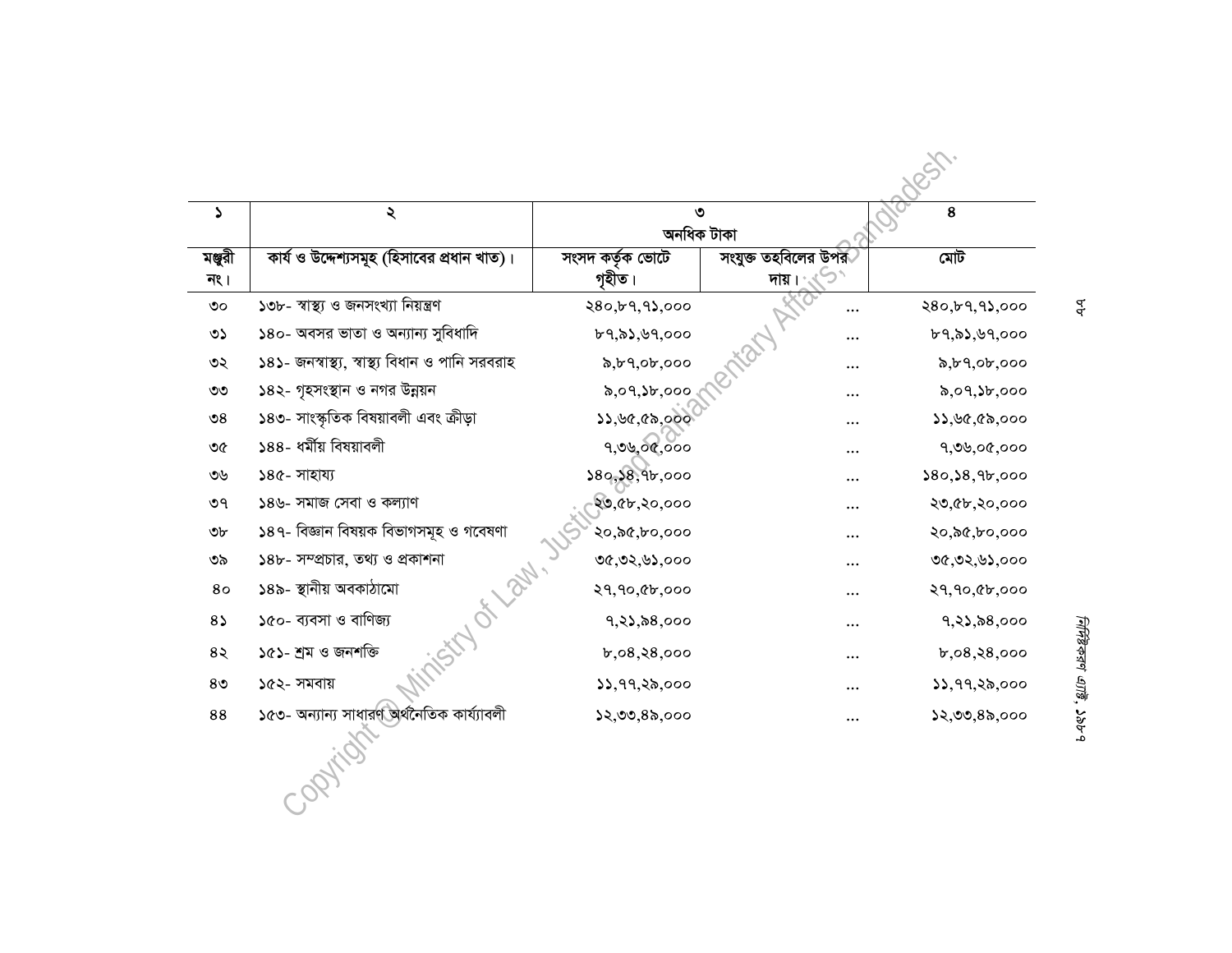| ১ | ২ | ৩ | | ৪ |
|---|---|---|---|---|
| | | অনধিক টাকা | | |
| মঞ্জুরী নং। | কার্য ও উদ্দেশ্যসমূহ (হিসাবের প্রধান খাত)। | সংসদ কর্তৃক ভোটে গৃহীত। | সংযুক্ত তহবিলের উপর দায়। | মোট |
| ৩০ | ১৩৮- স্বাস্থ্য ও জনসংখ্যা নিয়ন্ত্রণ | ২৪০,৮৭,৭১,০০০ | ... | ২৪০,৮৭,৭১,০০০ |
| ৩১ | ১৪০- অবসর ভাতা ও অন্যান্য সুবিধাদি | ৮৭,৯১,৬৭,০০০ | ... | ৮৭,৯১,৬৭,০০০ |
| ৩২ | ১৪১- জনস্বাস্থ্য, স্বাস্থ্য বিধান ও পানি সরবরাহ | ৯,৮৭,০৮,০০০ | ... | ৯,৮৭,০৮,০০০ |
| ৩৩ | ১৪২- গৃহসংস্থান ও নগর উন্নয়ন | ৯,০৭,১৮,০০০ | ... | ৯,০৭,১৮,০০০ |
| ৩৪ | ১৪৩- সাংস্কৃতিক বিষয়াবলী এবং ক্রীড়া | ১১,৬৫,৫৯,০০০ | ... | ১১,৬৫,৫৯,০০০ |
| ৩৫ | ১৪৪- ধর্মীয় বিষয়াবলী | ৭,৩৬,০৫,০০০ | ... | ৭,৩৬,০৫,০০০ |
| ৩৬ | ১৪৫- সাহায্য | ১৪০,১৪,৭৮,০০০ | ... | ১৪০,১৪,৭৮,০০০ |
| ৩৭ | ১৪৬- সমাজ সেবা ও কল্যাণ | ২৩,৫৮,২০,০০০ | ... | ২৩,৫৮,২০,০০০ |
| ৩৮ | ১৪৭- বিজ্ঞান বিষয়ক বিভাগসমূহ ও গবেষণা | ২০,৯৫,৮০,০০০ | ... | ২০,৯৫,৮০,০০০ |
| ৩৯ | ১৪৮- সম্প্রচার, তথ্য ও প্রকাশনা | ৩৫,৩২,৬১,০০০ | ... | ৩৫,৩২,৬১,০০০ |
| ৪০ | ১৪৯- স্থানীয় অবকাঠামো | ২৭,৭০,৫৮,০০০ | ... | ২৭,৭০,৫৮,০০০ |
| ৪১ | ১৫০- ব্যবসা ও বাণিজ্য | ৭,২১,৯৪,০০০ | ... | ৭,২১,৯৪,০০০ |
| ৪২ | ১৫১- শ্রম ও জনশক্তি | ৮,০৪,২৪,০০০ | ... | ৮,০৪,২৪,০০০ |
| ৪৩ | ১৫২- সমবায় | ১১,৭৭,২৯,০০০ | ... | ১১,৭৭,২৯,০০০ |
| ৪৪ | ১৫৩- অন্যান্য সাধারণ অর্থনৈতিক কার্য্যাবলী | ১২,৩৩,৪৯,০০০ | ... | ১২,৩৩,৪৯,০০০ |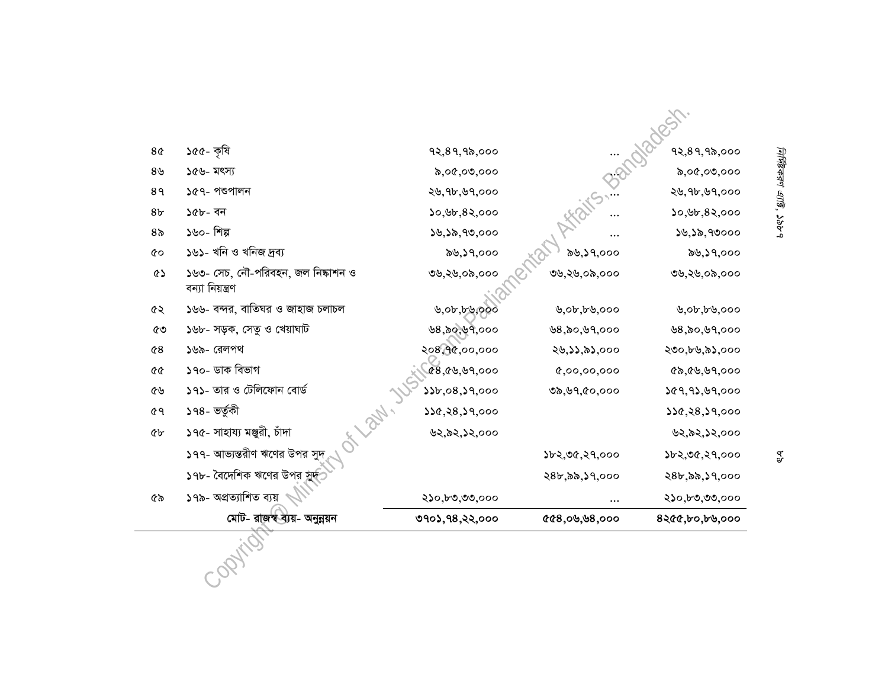| | | | | |
|---|---|---|---|---|
| ৪৫ | ১৫৫- কৃষি | ৭২,৪৭,৭৯,০০০ | ... | ৭২,৪৭,৭৯,০০০ |
| ৪৬ | ১৫৬- মৎস্য | ৯,০৫,০৩,০০০ | ... | ৯,০৫,০৩,০০০ |
| ৪৭ | ১৫৭- পশুপালন | ২৬,৭৮,৬৭,০০০ | ... | ২৬,৭৮,৬৭,০০০ |
| ৪৮ | ১৫৮- বন | ১০,৬৮,৪২,০০০ | ... | ১০,৬৮,৪২,০০০ |
| ৪৯ | ১৬০- শিল্প | ১৬,১৯,৭৩,০০০ | ... | ১৬,১৯,৭৩০০০ |
| ৫০ | ১৬১- খনি ও খনিজ দ্রব্য | ৯৬,১৭,০০০ | ৯৬,১৭,০০০ | ৯৬,১৭,০০০ |
| ৫১ | ১৬৩- সেচ, নৌ-পরিবহন, জল নিষ্কাশন ও বন্যা নিয়ন্ত্রণ | ৩৬,২৬,০৯,০০০ | ৩৬,২৬,০৯,০০০ | ৩৬,২৬,০৯,০০০ |
| ৫২ | ১৬৬- বন্দর, বাতিঘর ও জাহাজ চলাচল | ৬,০৮,৮৬,০০০ | ৬,০৮,৮৬,০০০ | ৬,০৮,৮৬,০০০ |
| ৫৩ | ১৬৮- সড়ক, সেতু ও খেয়াঘাট | ৬৪,৯০,৬৭,০০০ | ৬৪,৯০,৬৭,০০০ | ৬৪,৯০,৬৭,০০০ |
| ৫৪ | ১৬৯- রেলপথ | ২০৪,৭৫,০০,০০০ | ২৬,১১,৯১,০০০ | ২৩০,৮৬,৯১,০০০ |
| ৫৫ | ১৭০- ডাক বিভাগ | ৫৪,৫৬,৬৭,০০০ | ৫,০০,০০,০০০ | ৫৯,৫৬,৬৭,০০০ |
| ৫৬ | ১৭১- তার ও টেলিফোন বোর্ড | ১১৮,০৪,১৭,০০০ | ৩৯,৬৭,৫০,০০০ | ১৫৭,৭১,৬৭,০০০ |
| ৫৭ | ১৭৪- ভর্তুকী | ১১৫,২৪,১৭,০০০ | | ১১৫,২৪,১৭,০০০ |
| ৫৮ | ১৭৫- সাহায্য মঞ্জুরী, চাঁদা | ৬২,৯২,১২,০০০ | | ৬২,৯২,১২,০০০ |
| | ১৭৭- আভ্যন্তরীণ ঋণের উপর সুদ | | ১৮২,৩৫,২৭,০০০ | ১৮২,৩৫,২৭,০০০ |
| | ১৭৮- বৈদেশিক ঋণের উপর সুদ | | ২৪৮,৯৯,১৭,০০০ | ২৪৮,৯৯,১৭,০০০ |
| ৫৯ | ১৭৯- অপ্রত্যাশিত ব্যয় | ২১০,৮৩,৩৩,০০০ | ... | ২১০,৮৩,৩৩,০০০ |
| | **মোট- রাজস্ব ব্যয়- অনুন্নয়ন** | **৩৭০১,৭৪,২২,০০০** | **৫৫৪,০৬,৬৪,০০০** | **৪২৫৫,৮০,৮৬,০০০** |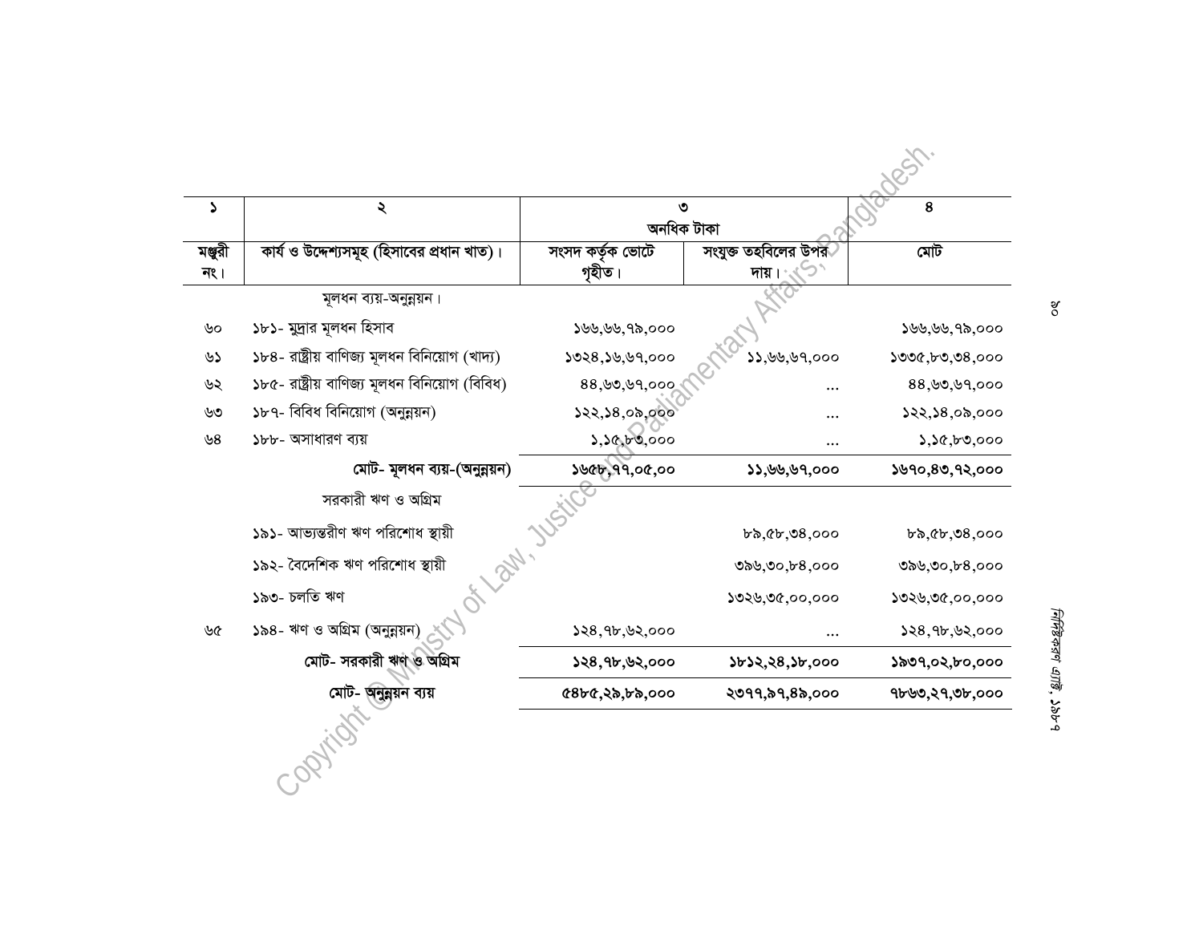| ১ | ২ | ৩ | | ৪ |
|---|---|---|---|---|
| | | অনধিক টাকা | | |
| মঞ্জুরী নং। | কার্য ও উদ্দেশ্যসমূহ (হিসাবের প্রধান খাত)। | সংসদ কর্তৃক ভোটে গৃহীত। | সংযুক্ত তহবিলের উপর দায়। | মোট |
| | মূলধন ব্যয়-অনুন্নয়ন। | | | |
| ৬০ | ১৮১- মুদ্রার মূলধন হিসাব | ১৬৬,৬৬,৭৯,০০০ | | ১৬৬,৬৬,৭৯,০০০ |
| ৬১ | ১৮৪- রাষ্ট্রীয় বাণিজ্য মূলধন বিনিয়োগ (খাদ্য) | ১৩২৪,১৬,৬৭,০০০ | ১১,৬৬,৬৭,০০০ | ১৩৩৫,৮৩,৩৪,০০০ |
| ৬২ | ১৮৫- রাষ্ট্রীয় বাণিজ্য মূলধন বিনিয়োগ (বিবিধ) | ৪৪,৬৩,৬৭,০০০ | ... | ৪৪,৬৩,৬৭,০০০ |
| ৬৩ | ১৮৭- বিবিধ বিনিয়োগ (অনুন্নয়ন) | ১২২,১৪,০৯,০০০ | ... | ১২২,১৪,০৯,০০০ |
| ৬৪ | ১৮৮- অসাধারণ ব্যয় | ১,১৫,৮৩,০০০ | ... | ১,১৫,৮৩,০০০ |
| | **মোট- মূলধন ব্যয়-(অনুন্নয়ন)** | **১৬৫৮,৭৭,০৫,০০** | **১১,৬৬,৬৭,০০০** | **১৬৭০,৪৩,৭২,০০০** |
| | সরকারী ঋণ ও অগ্রিম | | | |
| | ১৯১- আভ্যন্তরীণ ঋণ পরিশোধ স্থায়ী | | ৮৯,৫৮,৩৪,০০০ | ৮৯,৫৮,৩৪,০০০ |
| | ১৯২- বৈদেশিক ঋণ পরিশোধ স্থায়ী | | ৩৯৬,৩০,৮৪,০০০ | ৩৯৬,৩০,৮৪,০০০ |
| | ১৯৩- চলতি ঋণ | | ১৩২৬,৩৫,০০,০০০ | ১৩২৬,৩৫,০০,০০০ |
| ৬৫ | ১৯৪- ঋণ ও অগ্রিম (অনুন্নয়ন) | ১২৪,৭৮,৬২,০০০ | ... | ১২৪,৭৮,৬২,০০০ |
| | **মোট- সরকারী ঋণ ও অগ্রিম** | **১২৪,৭৮,৬২,০০০** | **১৮১২,২৪,১৮,০০০** | **১৯৩৭,০২,৮০,০০০** |
| | **মোট- অনুন্নয়ন ব্যয়** | **৫৪৮৫,২৯,৮৯,০০০** | **২৩৭৭,৯৭,৪৯,০০০** | **৭৮৬৩,২৭,৩৮,০০০** |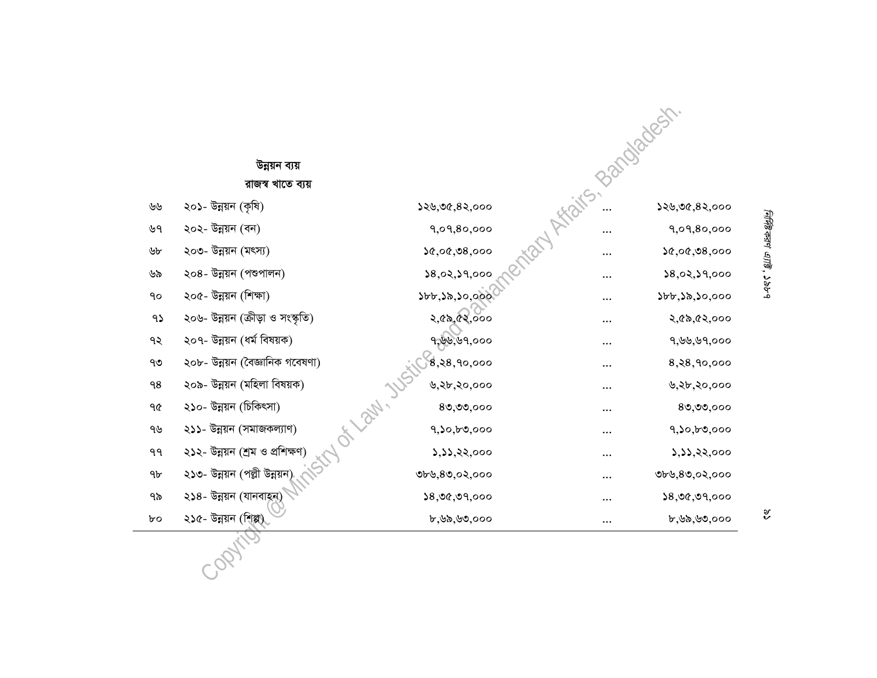**উন্নয়ন ব্যয়**

**রাজস্ব খাতে ব্যয়**

| | | | | |
|---|---|---|---|---|
| ৬৬ | ২০১- উন্নয়ন (কৃষি) | ১২৬,৩৫,৪২,০০০ | ... | ১২৬,৩৫,৪২,০০০ |
| ৬৭ | ২০২- উন্নয়ন (বন) | ৭,০৭,৪০,০০০ | ... | ৭,০৭,৪০,০০০ |
| ৬৮ | ২০৩- উন্নয়ন (মৎস্য) | ১৫,০৫,৩৪,০০০ | ... | ১৫,০৫,৩৪,০০০ |
| ৬৯ | ২০৪- উন্নয়ন (পশুপালন) | ১৪,০২,১৭,০০০ | ... | ১৪,০২,১৭,০০০ |
| ৭০ | ২০৫- উন্নয়ন (শিক্ষা) | ১৮৮,১৯,১০,০০০ | ... | ১৮৮,১৯,১০,০০০ |
| ৭১ | ২০৬- উন্নয়ন (ক্রীড়া ও সংস্কৃতি) | ২,৫৯,৫২,০০০ | ... | ২,৫৯,৫২,০০০ |
| ৭২ | ২০৭- উন্নয়ন (ধর্ম বিষয়ক) | ৭,৬৬,৬৭,০০০ | ... | ৭,৬৬,৬৭,০০০ |
| ৭৩ | ২০৮- উন্নয়ন (বৈজ্ঞানিক গবেষণা) | ৪,২৪,৭০,০০০ | ... | ৪,২৪,৭০,০০০ |
| ৭৪ | ২০৯- উন্নয়ন (মহিলা বিষয়ক) | ৬,২৮,২০,০০০ | ... | ৬,২৮,২০,০০০ |
| ৭৫ | ২১০- উন্নয়ন (চিকিৎসা) | ৪৩,৩৩,০০০ | ... | ৪৩,৩৩,০০০ |
| ৭৬ | ২১১- উন্নয়ন (সমাজকল্যাণ) | ৭,১০,৮৩,০০০ | ... | ৭,১০,৮৩,০০০ |
| ৭৭ | ২১২- উন্নয়ন (শ্রম ও প্রশিক্ষণ) | ১,১১,২২,০০০ | ... | ১,১১,২২,০০০ |
| ৭৮ | ২১৩- উন্নয়ন (পল্লী উন্নয়ন) | ৩৮৬,৪৩,০২,০০০ | ... | ৩৮৬,৪৩,০২,০০০ |
| ৭৯ | ২১৪- উন্নয়ন (যানবাহন) | ১৪,৩৫,৩৭,০০০ | ... | ১৪,৩৫,৩৭,০০০ |
| ৮০ | ২১৫- উন্নয়ন (শিল্প) | ৮,৬৯,৬৩,০০০ | ... | ৮,৬৯,৬৩,০০০ |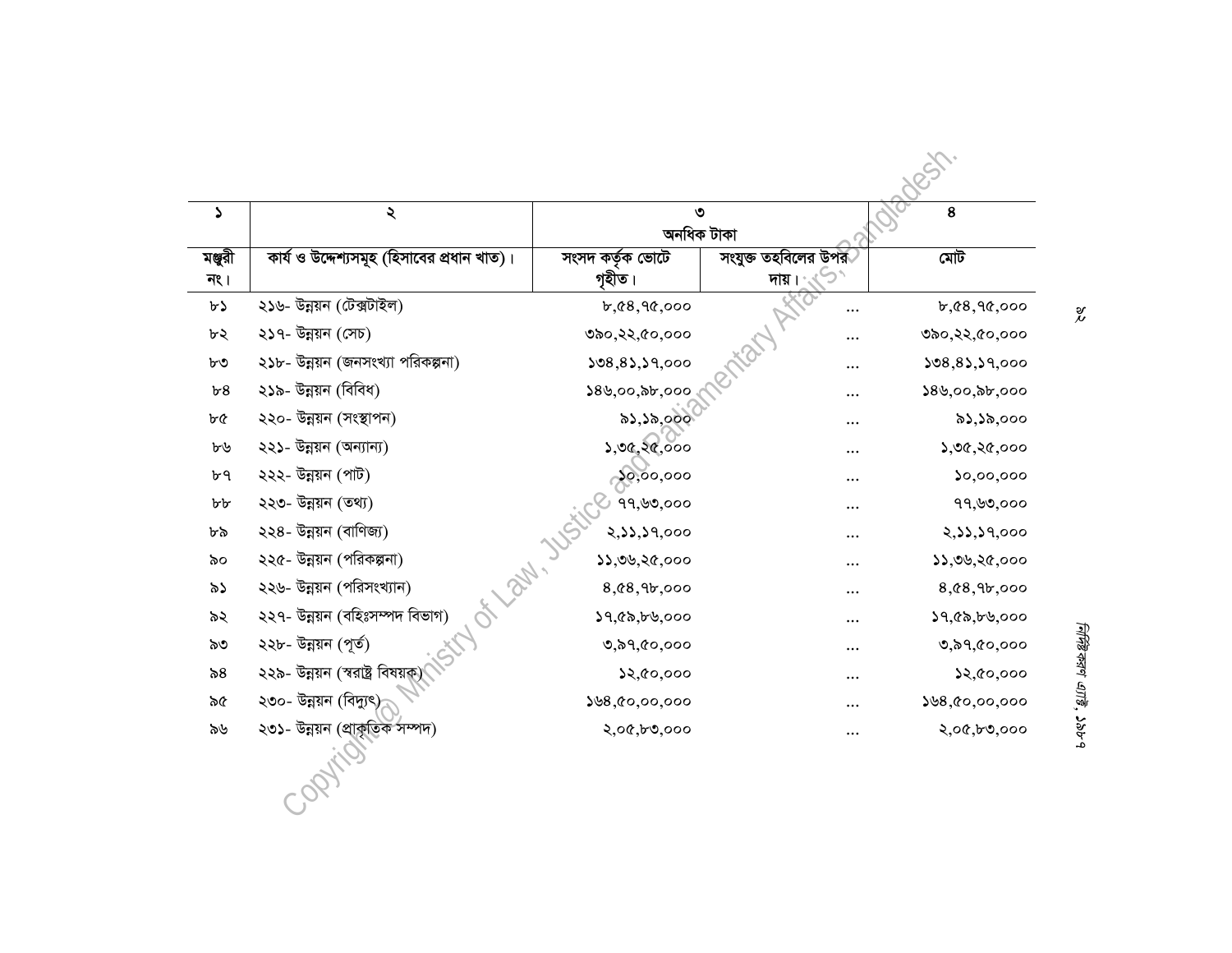| ১ | ২ | ৩ | | ৪ |
|---|---|---|---|---|
| | | অনধিক টাকা | | |
| মঞ্জুরী নং। | কার্য ও উদ্দেশ্যসমূহ (হিসাবের প্রধান খাত)। | সংসদ কর্তৃক ভোটে গৃহীত। | সংযুক্ত তহবিলের উপর দায়। | মোট |
| ৮১ | ২১৬- উন্নয়ন (টেক্সটাইল) | ৮,৫৪,৭৫,০০০ | ... | ৮,৫৪,৭৫,০০০ |
| ৮২ | ২১৭- উন্নয়ন (সেচ) | ৩৯০,২২,৫০,০০০ | ... | ৩৯০,২২,৫০,০০০ |
| ৮৩ | ২১৮- উন্নয়ন (জনসংখ্যা পরিকল্পনা) | ১৩৪,৪১,১৭,০০০ | ... | ১৩৪,৪১,১৭,০০০ |
| ৮৪ | ২১৯- উন্নয়ন (বিবিধ) | ১৪৬,০০,৯৮,০০০ | ... | ১৪৬,০০,৯৮,০০০ |
| ৮৫ | ২২০- উন্নয়ন (সংস্থাপন) | ৯১,১৯,০০০ | ... | ৯১,১৯,০০০ |
| ৮৬ | ২২১- উন্নয়ন (অন্যান্য) | ১,৩৫,২৫,০০০ | ... | ১,৩৫,২৫,০০০ |
| ৮৭ | ২২২- উন্নয়ন (পাট) | ১০,০০,০০০ | ... | ১০,০০,০০০ |
| ৮৮ | ২২৩- উন্নয়ন (তথ্য) | ৭৭,৬৩,০০০ | ... | ৭৭,৬৩,০০০ |
| ৮৯ | ২২৪- উন্নয়ন (বাণিজ্য) | ২,১১,১৭,০০০ | ... | ২,১১,১৭,০০০ |
| ৯০ | ২২৫- উন্নয়ন (পরিকল্পনা) | ১১,৩৬,২৫,০০০ | ... | ১১,৩৬,২৫,০০০ |
| ৯১ | ২২৬- উন্নয়ন (পরিসংখ্যান) | ৪,৫৪,৭৮,০০০ | ... | ৪,৫৪,৭৮,০০০ |
| ৯২ | ২২৭- উন্নয়ন (বহিঃসম্পদ বিভাগ) | ১৭,৫৯,৮৬,০০০ | ... | ১৭,৫৯,৮৬,০০০ |
| ৯৩ | ২২৮- উন্নয়ন (পূর্ত) | ৩,৯৭,৫০,০০০ | ... | ৩,৯৭,৫০,০০০ |
| ৯৪ | ২২৯- উন্নয়ন (স্বরাষ্ট্র বিষয়ক) | ১২,৫০,০০০ | ... | ১২,৫০,০০০ |
| ৯৫ | ২৩০- উন্নয়ন (বিদ্যুৎ) | ১৬৪,৫০,০০,০০০ | ... | ১৬৪,৫০,০০,০০০ |
| ৯৬ | ২৩১- উন্নয়ন (প্রাকৃতিক সম্পদ) | ২,০৫,৮৩,০০০ | ... | ২,০৫,৮৩,০০০ |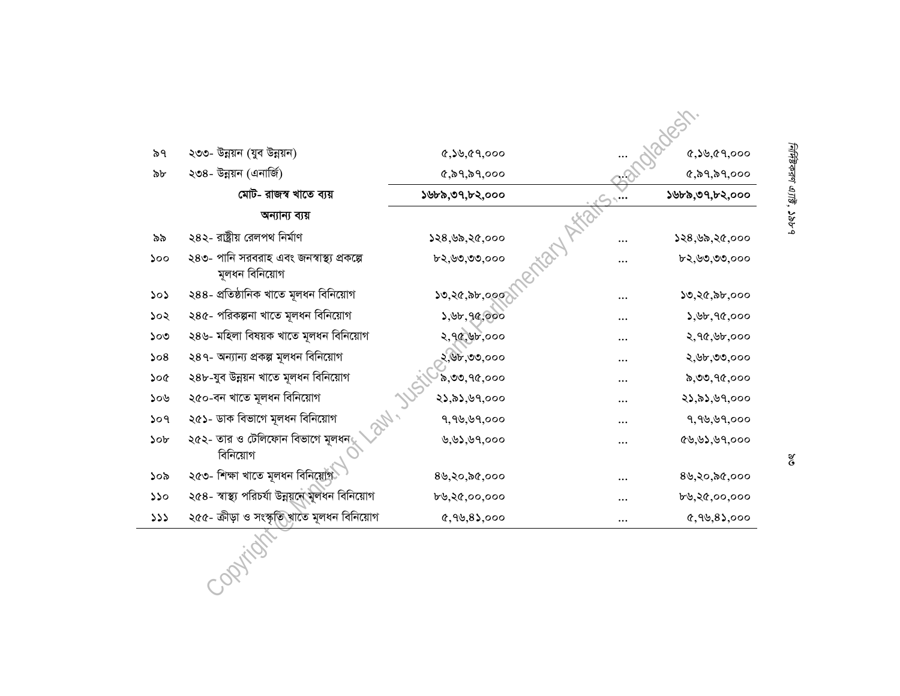| | | | | |
|---|---|---|---|---|
| ৯৭ | ২৩৩- উন্নয়ন (যুব উন্নয়ন) | ৫,১৬,৫৭,০০০ | ... | ৫,১৬,৫৭,০০০ |
| ৯৮ | ২৩৪- উন্নয়ন (এনার্জি) | ৫,৯৭,৯৭,০০০ | ... | ৫,৯৭,৯৭,০০০ |
| | **মোট- রাজস্ব খাতে ব্যয়** | **১৬৮৯,৩৭,৮২,০০০** | ... | **১৬৮৯,৩৭,৮২,০০০** |
| | **অন্যান্য ব্যয়** | | | |
| ৯৯ | ২৪২- রাষ্ট্রীয় রেলপথ নির্মাণ | ১২৪,৬৯,২৫,০০০ | ... | ১২৪,৬৯,২৫,০০০ |
| ১০০ | ২৪৩- পানি সরবরাহ এবং জনস্বাস্থ্য প্রকল্পে মূলধন বিনিয়োগ | ৮২,৬৩,৩৩,০০০ | ... | ৮২,৬৩,৩৩,০০০ |
| ১০১ | ২৪৪- প্রতিষ্ঠানিক খাতে মূলধন বিনিয়োগ | ১৩,২৫,৯৮,০০০ | ... | ১৩,২৫,৯৮,০০০ |
| ১০২ | ২৪৫- পরিকল্পনা খাতে মূলধন বিনিয়োগ | ১,৬৮,৭৫,০০০ | ... | ১,৬৮,৭৫,০০০ |
| ১০৩ | ২৪৬- মহিলা বিষয়ক খাতে মূলধন বিনিয়োগ | ২,৭৫,৬৮,০০০ | ... | ২,৭৫,৬৮,০০০ |
| ১০৪ | ২৪৭- অন্যান্য প্রকল্প মূলধন বিনিয়োগ | ২,৬৮,৩৩,০০০ | ... | ২,৬৮,৩৩,০০০ |
| ১০৫ | ২৪৮-যুব উন্নয়ন খাতে মূলধন বিনিয়োগ | ৯,৩৩,৭৫,০০০ | ... | ৯,৩৩,৭৫,০০০ |
| ১০৬ | ২৫০-বন খাতে মূলধন বিনিয়োগ | ২১,৯১,৬৭,০০০ | ... | ২১,৯১,৬৭,০০০ |
| ১০৭ | ২৫১- ডাক বিভাগে মূলধন বিনিয়োগ | ৭,৭৬,৬৭,০০০ | ... | ৭,৭৬,৬৭,০০০ |
| ১০৮ | ২৫২- তার ও টেলিফোন বিভাগে মূলধন বিনিয়োগ | ৬,৬১,৬৭,০০০ | ... | ৫৬,৬১,৬৭,০০০ |
| ১০৯ | ২৫৩- শিক্ষা খাতে মূলধন বিনিয়োগ | ৪৬,২০,৯৫,০০০ | ... | ৪৬,২০,৯৫,০০০ |
| ১১০ | ২৫৪- স্বাস্থ্য পরিচর্যা উন্নয়নে মূলধন বিনিয়োগ | ৮৬,২৫,০০,০০০ | ... | ৮৬,২৫,০০,০০০ |
| ১১১ | ২৫৫- ক্রীড়া ও সংস্কৃতি খাতে মূলধন বিনিয়োগ | ৫,৭৬,৪১,০০০ | ... | ৫,৭৬,৪১,০০০ |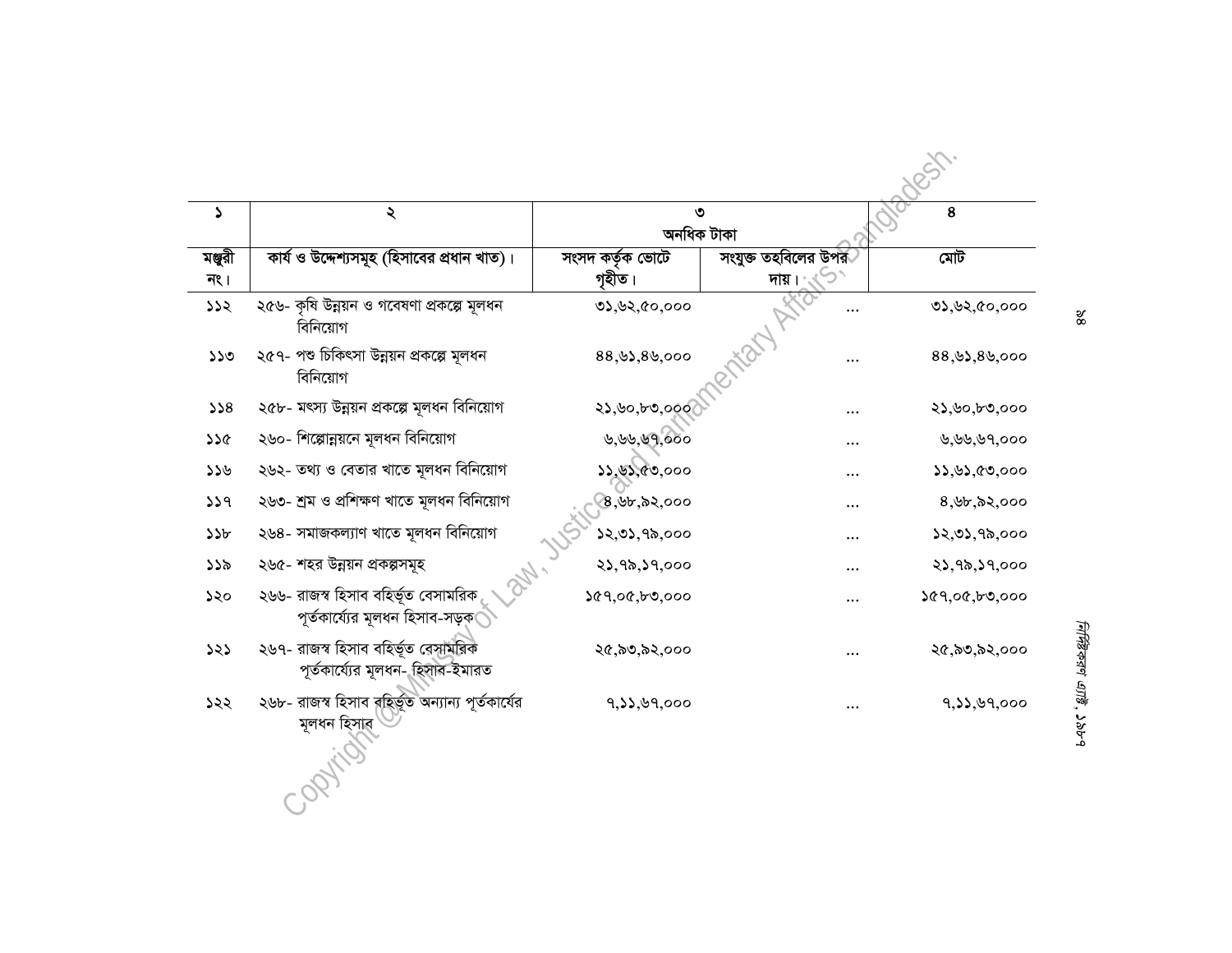| ১ | ২ | ৩ | | ৪ |
|---|---|---|---|---|
| | | অনধিক টাকা | | |
| মঞ্জুরী নং। | কার্য ও উদ্দেশ্যসমূহ (হিসাবের প্রধান খাত)। | সংসদ কর্তৃক ভোটে গৃহীত। | সংযুক্ত তহবিলের উপর দায়। | মোট |
| ১১২ | ২৫৬- কৃষি উন্নয়ন ও গবেষণা প্রকল্পে মূলধন বিনিয়োগ | ৩১,৬২,৫০,০০০ | ... | ৩১,৬২,৫০,০০০ |
| ১১৩ | ২৫৭- পশু চিকিৎসা উন্নয়ন প্রকল্পে মূলধন বিনিয়োগ | ৪৪,৬১,৪৬,০০০ | ... | ৪৪,৬১,৪৬,০০০ |
| ১১৪ | ২৫৮- মৎস্য উন্নয়ন প্রকল্পে মূলধন বিনিয়োগ | ২১,৬০,৮৩,০০০ | ... | ২১,৬০,৮৩,০০০ |
| ১১৫ | ২৬০- শিল্পোন্নয়নে মূলধন বিনিয়োগ | ৬,৬৬,৬৭,০০০ | ... | ৬,৬৬,৬৭,০০০ |
| ১১৬ | ২৬২- তথ্য ও বেতার খাতে মূলধন বিনিয়োগ | ১১,৬১,৫৩,০০০ | ... | ১১,৬১,৫৩,০০০ |
| ১১৭ | ২৬৩- শ্রম ও প্রশিক্ষণ খাতে মূলধন বিনিয়োগ | ৪,৬৮,৯২,০০০ | ... | ৪,৬৮,৯২,০০০ |
| ১১৮ | ২৬৪- সমাজকল্যাণ খাতে মূলধন বিনিয়োগ | ১২,৩১,৭৯,০০০ | ... | ১২,৩১,৭৯,০০০ |
| ১১৯ | ২৬৫- শহর উন্নয়ন প্রকল্পসমূহ | ২১,৭৯,১৭,০০০ | ... | ২১,৭৯,১৭,০০০ |
| ১২০ | ২৬৬- রাজস্ব হিসাব বহির্ভূত বেসামরিক পূর্তকার্য্যের মূলধন হিসাব-সড়ক | ১৫৭,০৫,৮৩,০০০ | ... | ১৫৭,০৫,৮৩,০০০ |
| ১২১ | ২৬৭- রাজস্ব হিসাব বহির্ভূত বেসামরিক পূর্তকার্য্যের মূলধন- হিসাব-ইমারত | ২৫,৯৩,৯২,০০০ | ... | ২৫,৯৩,৯২,০০০ |
| ১২২ | ২৬৮- রাজস্ব হিসাব বহির্ভূত অন্যান্য পূর্তকার্যের মূলধন হিসাব | ৭,১১,৬৭,০০০ | ... | ৭,১১,৬৭,০০০ |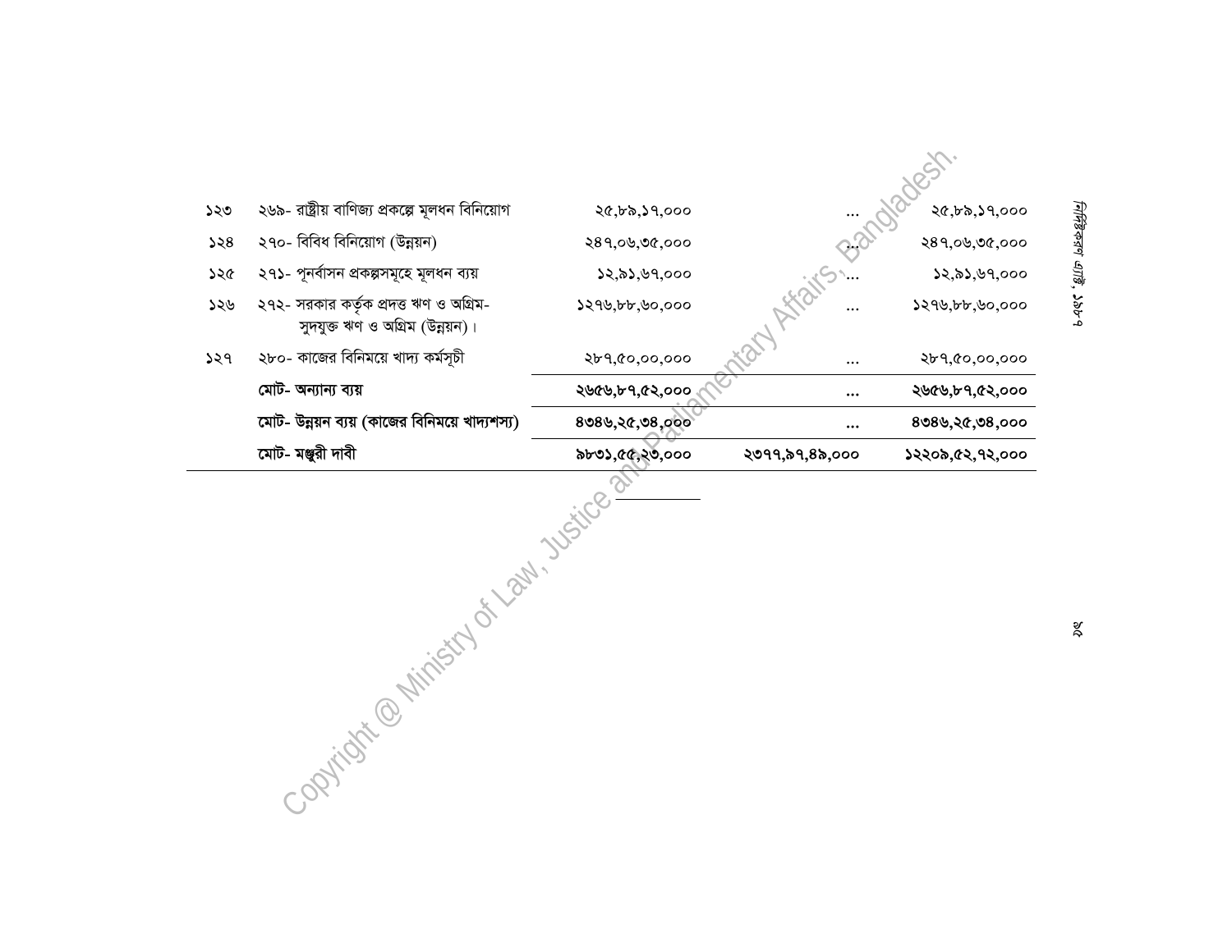| | | | | |
|---|---|---|---|---|
| ১২৩ | ২৬৯- রাষ্ট্রীয় বাণিজ্য প্রকল্পে মূলধন বিনিয়োগ | ২৫,৮৯,১৭,০০০ | ... | ২৫,৮৯,১৭,০০০ |
| ১২৪ | ২৭০- বিবিধ বিনিয়োগ (উন্নয়ন) | ২৪৭,০৬,৩৫,০০০ | ... | ২৪৭,০৬,৩৫,০০০ |
| ১২৫ | ২৭১- পূনর্বাসন প্রকল্পসমূহে মূলধন ব্যয় | ১২,৯১,৬৭,০০০ | ... | ১২,৯১,৬৭,০০০ |
| ১২৬ | ২৭২- সরকার কর্তৃক প্রদত্ত ঋণ ও অগ্রিম- সুদযুক্ত ঋণ ও অগ্রিম (উন্নয়ন)। | ১২৭৬,৮৮,৬০,০০০ | ... | ১২৭৬,৮৮,৬০,০০০ |
| ১২৭ | ২৮০- কাজের বিনিময়ে খাদ্য কর্মসূচী | ২৮৭,৫০,০০,০০০ | ... | ২৮৭,৫০,০০,০০০ |
| | **মোট- অন্যান্য ব্যয়** | **২৬৫৬,৮৭,৫২,০০০** | **...** | **২৬৫৬,৮৭,৫২,০০০** |
| | **মোট- উন্নয়ন ব্যয় (কাজের বিনিময়ে খাদ্যশস্য)** | **৪৩৪৬,২৫,৩৪,০০০** | **...** | **৪৩৪৬,২৫,৩৪,০০০** |
| | **মোট- মঞ্জুরী দাবী** | **৯৮৩১,৫৫,২৩,০০০** | **২৩৭৭,৯৭,৪৯,০০০** | **১২২০৯,৫২,৭২,০০০** |